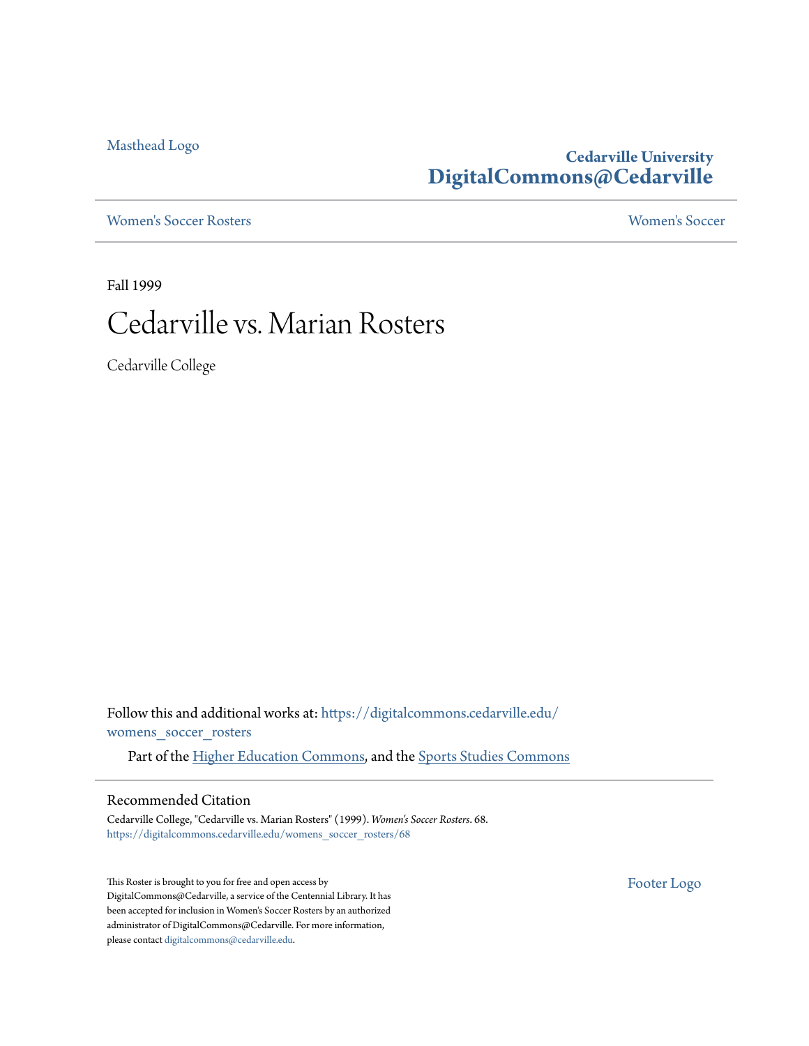Masthead Logo

**Cedarville University**
**DigitalCommons@Cedarville**

Women's Soccer Rosters | Women's Soccer

Fall 1999

# Cedarville vs. Marian Rosters

Cedarville College

Follow this and additional works at: https://digitalcommons.cedarville.edu/womens_soccer_rosters

Part of the Higher Education Commons, and the Sports Studies Commons

## Recommended Citation

Cedarville College, "Cedarville vs. Marian Rosters" (1999). *Women's Soccer Rosters*. 68.
https://digitalcommons.cedarville.edu/womens_soccer_rosters/68

This Roster is brought to you for free and open access by DigitalCommons@Cedarville, a service of the Centennial Library. It has been accepted for inclusion in Women's Soccer Rosters by an authorized administrator of DigitalCommons@Cedarville. For more information, please contact digitalcommons@cedarville.edu.

Footer Logo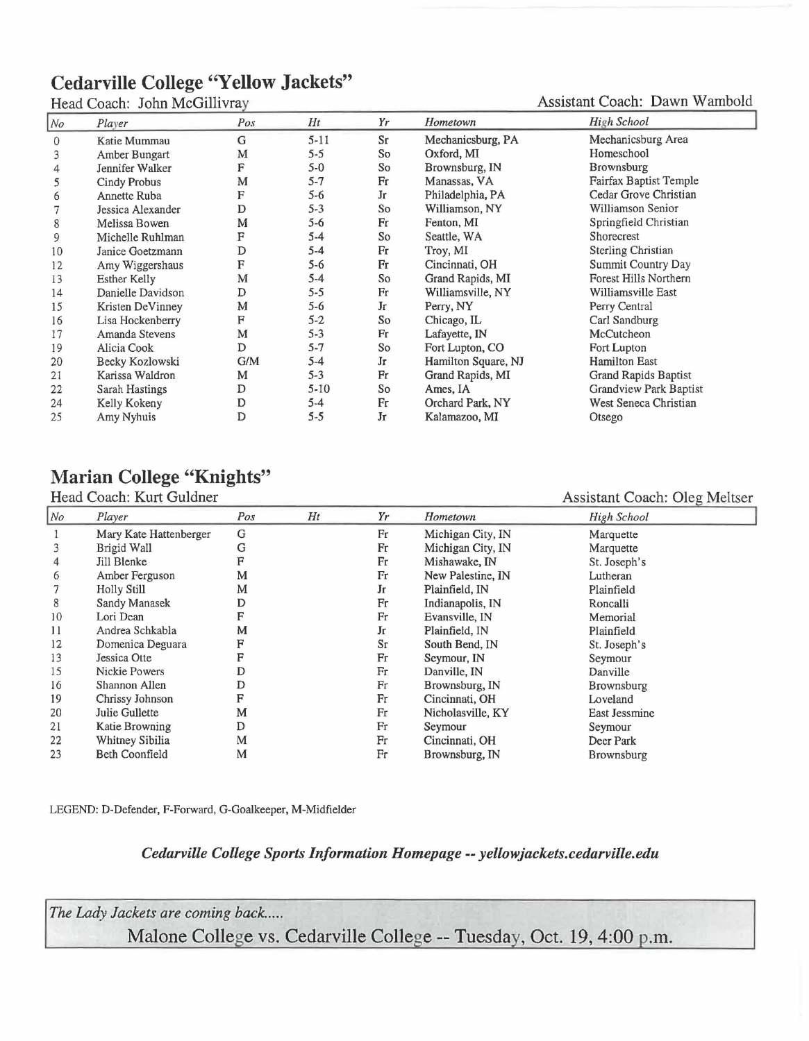## Cedarville College "Yellow Jackets"

Head Coach: John McGillivray — Assistant Coach: Dawn Wambold

| No | Player | Pos | Ht | Yr | Hometown | High School |
|---|---|---|---|---|---|---|
| 0 | Katie Mummau | G | 5-11 | Sr | Mechanicsburg, PA | Mechanicsburg Area |
| 3 | Amber Bungart | M | 5-5 | So | Oxford, MI | Homeschool |
| 4 | Jennifer Walker | F | 5-0 | So | Brownsburg, IN | Brownsburg |
| 5 | Cindy Probus | M | 5-7 | Fr | Manassas, VA | Fairfax Baptist Temple |
| 6 | Annette Ruba | F | 5-6 | Jr | Philadelphia, PA | Cedar Grove Christian |
| 7 | Jessica Alexander | D | 5-3 | So | Williamson, NY | Williamson Senior |
| 8 | Melissa Bowen | M | 5-6 | Fr | Fenton, MI | Springfield Christian |
| 9 | Michelle Ruhlman | F | 5-4 | So | Seattle, WA | Shorecrest |
| 10 | Janice Goetzmann | D | 5-4 | Fr | Troy, MI | Sterling Christian |
| 12 | Amy Wiggershaus | F | 5-6 | Fr | Cincinnati, OH | Summit Country Day |
| 13 | Esther Kelly | M | 5-4 | So | Grand Rapids, MI | Forest Hills Northern |
| 14 | Danielle Davidson | D | 5-5 | Fr | Williamsville, NY | Williamsville East |
| 15 | Kristen DeVinney | M | 5-6 | Jr | Perry, NY | Perry Central |
| 16 | Lisa Hockenberry | F | 5-2 | So | Chicago, IL | Carl Sandburg |
| 17 | Amanda Stevens | M | 5-3 | Fr | Lafayette, IN | McCutcheon |
| 19 | Alicia Cook | D | 5-7 | So | Fort Lupton, CO | Fort Lupton |
| 20 | Becky Kozlowski | G/M | 5-4 | Jr | Hamilton Square, NJ | Hamilton East |
| 21 | Karissa Waldron | M | 5-3 | Fr | Grand Rapids, MI | Grand Rapids Baptist |
| 22 | Sarah Hastings | D | 5-10 | So | Ames, IA | Grandview Park Baptist |
| 24 | Kelly Kokeny | D | 5-4 | Fr | Orchard Park, NY | West Seneca Christian |
| 25 | Amy Nyhuis | D | 5-5 | Jr | Kalamazoo, MI | Otsego |

## Marian College "Knights"

Head Coach: Kurt Guldner — Assistant Coach: Oleg Meltser

| No | Player | Pos | Ht | Yr | Hometown | High School |
|---|---|---|---|---|---|---|
| 1 | Mary Kate Hattenberger | G | | Fr | Michigan City, IN | Marquette |
| 3 | Brigid Wall | G | | Fr | Michigan City, IN | Marquette |
| 4 | Jill Blenke | F | | Fr | Mishawake, IN | St. Joseph's |
| 6 | Amber Ferguson | M | | Fr | New Palestine, IN | Lutheran |
| 7 | Holly Still | M | | Jr | Plainfield, IN | Plainfield |
| 8 | Sandy Manasek | D | | Fr | Indianapolis, IN | Roncalli |
| 10 | Lori Dean | F | | Fr | Evansville, IN | Memorial |
| 11 | Andrea Schkabla | M | | Jr | Plainfield, IN | Plainfield |
| 12 | Domenica Deguara | F | | Sr | South Bend, IN | St. Joseph's |
| 13 | Jessica Otte | F | | Fr | Seymour, IN | Seymour |
| 15 | Nickie Powers | D | | Fr | Danville, IN | Danville |
| 16 | Shannon Allen | D | | Fr | Brownsburg, IN | Brownsburg |
| 19 | Chrissy Johnson | F | | Fr | Cincinnati, OH | Loveland |
| 20 | Julie Gullette | M | | Fr | Nicholasville, KY | East Jessmine |
| 21 | Katie Browning | D | | Fr | Seymour | Seymour |
| 22 | Whitney Sibilia | M | | Fr | Cincinnati, OH | Deer Park |
| 23 | Beth Coonfield | M | | Fr | Brownsburg, IN | Brownsburg |

LEGEND: D-Defender, F-Forward, G-Goalkeeper, M-Midfielder

***Cedarville College Sports Information Homepage -- yellowjackets.cedarville.edu***

*The Lady Jackets are coming back.....*

Malone College vs. Cedarville College -- Tuesday, Oct. 19, 4:00 p.m.